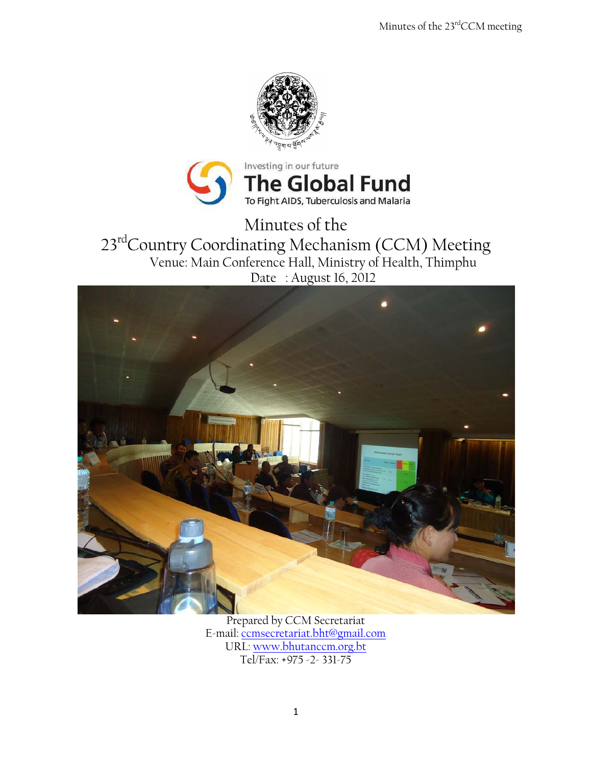Investing in our future

**The Global Fund**

To Fight AIDS, Tuberculosis and Malaria

# Minutes of the 23rd Country Coordinating Mechanism (CCM) Meeting

Venue: Main Conference Hall, Ministry of Health, Thimphu

Date : August 16, 2012

Prepared by CCM Secretariat

E-mail: ccmsecretariat.bht@gmail.com

URL: www.bhutanccm.org.bt

Tel/Fax: +975 -2- 331-75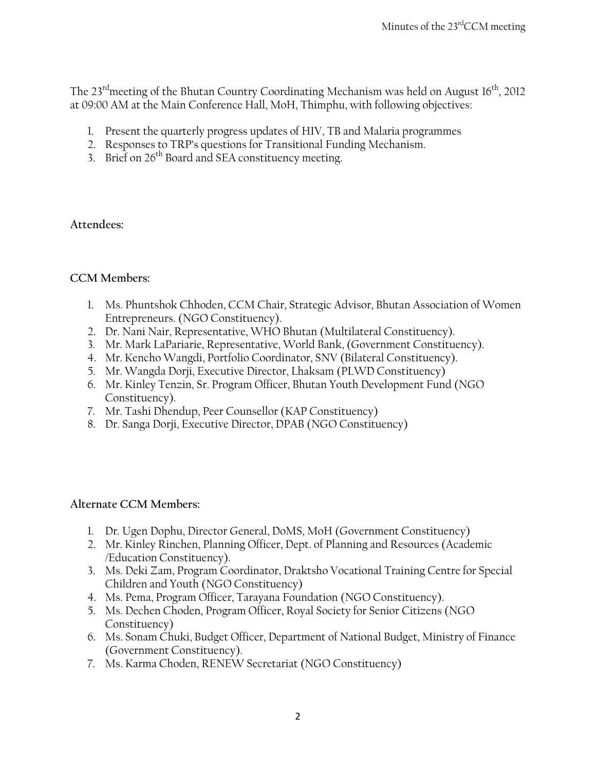The 23rd meeting of the Bhutan Country Coordinating Mechanism was held on August 16th, 2012 at 09:00 AM at the Main Conference Hall, MoH, Thimphu, with following objectives:

1. Present the quarterly progress updates of HIV, TB and Malaria programmes
2. Responses to TRP's questions for Transitional Funding Mechanism.
3. Brief on 26th Board and SEA constituency meeting.

**Attendees:**

**CCM Members:**

1. Ms. Phuntshok Chhoden, CCM Chair, Strategic Advisor, Bhutan Association of Women Entrepreneurs. (NGO Constituency).
2. Dr. Nani Nair, Representative, WHO Bhutan (Multilateral Constituency).
3. Mr. Mark LaPariarie, Representative, World Bank, (Government Constituency).
4. Mr. Kencho Wangdi, Portfolio Coordinator, SNV (Bilateral Constituency).
5. Mr. Wangda Dorji, Executive Director, Lhaksam (PLWD Constituency)
6. Mr. Kinley Tenzin, Sr. Program Officer, Bhutan Youth Development Fund (NGO Constituency).
7. Mr. Tashi Dhendup, Peer Counsellor (KAP Constituency)
8. Dr. Sanga Dorji, Executive Director, DPAB (NGO Constituency)

**Alternate CCM Members:**

1. Dr. Ugen Dophu, Director General, DoMS, MoH (Government Constituency)
2. Mr. Kinley Rinchen, Planning Officer, Dept. of Planning and Resources (Academic /Education Constituency).
3. Ms. Deki Zam, Program Coordinator, Draktsho Vocational Training Centre for Special Children and Youth (NGO Constituency)
4. Ms. Pema, Program Officer, Tarayana Foundation (NGO Constituency).
5. Ms. Dechen Choden, Program Officer, Royal Society for Senior Citizens (NGO Constituency)
6. Ms. Sonam Chuki, Budget Officer, Department of National Budget, Ministry of Finance (Government Constituency).
7. Ms. Karma Choden, RENEW Secretariat (NGO Constituency)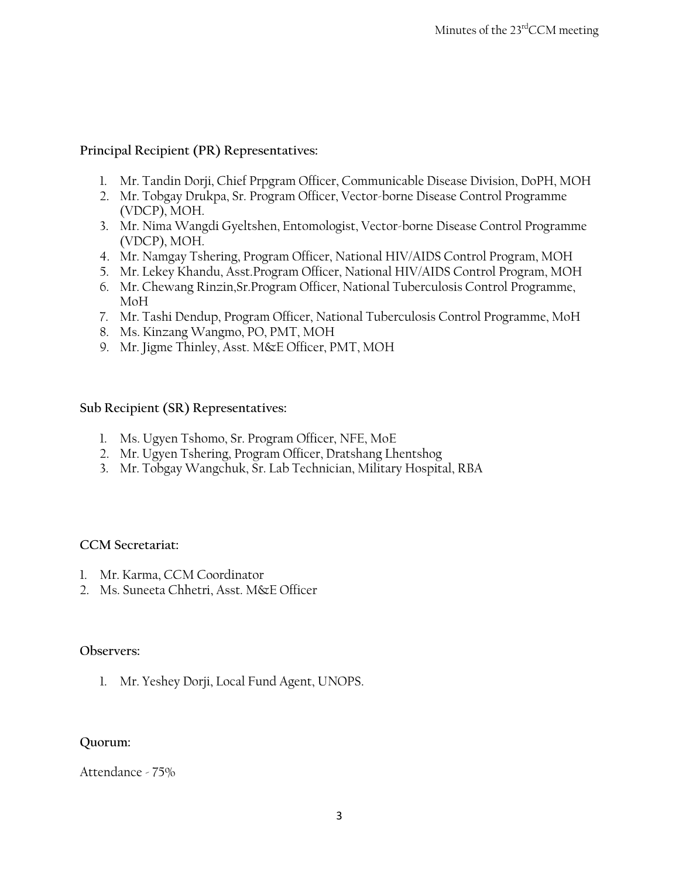**Principal Recipient (PR) Representatives:**

1. Mr. Tandin Dorji, Chief Prpgram Officer, Communicable Disease Division, DoPH, MOH
2. Mr. Tobgay Drukpa, Sr. Program Officer, Vector-borne Disease Control Programme (VDCP), MOH.
3. Mr. Nima Wangdi Gyeltshen, Entomologist, Vector-borne Disease Control Programme (VDCP), MOH.
4. Mr. Namgay Tshering, Program Officer, National HIV/AIDS Control Program, MOH
5. Mr. Lekey Khandu, Asst.Program Officer, National HIV/AIDS Control Program, MOH
6. Mr. Chewang Rinzin,Sr.Program Officer, National Tuberculosis Control Programme, MoH
7. Mr. Tashi Dendup, Program Officer, National Tuberculosis Control Programme, MoH
8. Ms. Kinzang Wangmo, PO, PMT, MOH
9. Mr. Jigme Thinley, Asst. M&E Officer, PMT, MOH

**Sub Recipient (SR) Representatives:**

1. Ms. Ugyen Tshomo, Sr. Program Officer, NFE, MoE
2. Mr. Ugyen Tshering, Program Officer, Dratshang Lhentshog
3. Mr. Tobgay Wangchuk, Sr. Lab Technician, Military Hospital, RBA

**CCM Secretariat:**

1. Mr. Karma, CCM Coordinator
2. Ms. Suneeta Chhetri, Asst. M&E Officer

**Observers:**

1. Mr. Yeshey Dorji, Local Fund Agent, UNOPS.

**Quorum:**

Attendance - 75%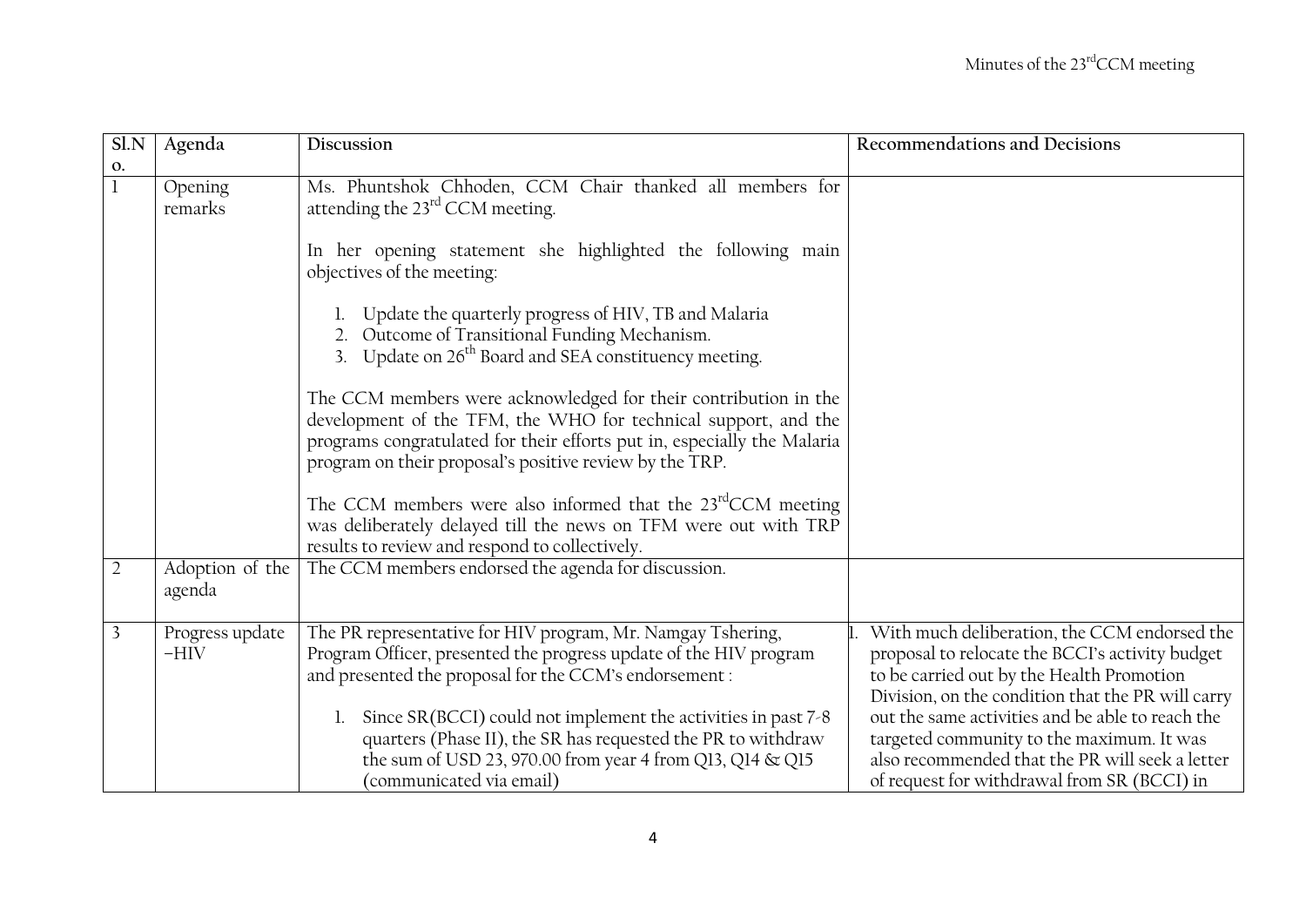| Sl.No. | Agenda | Discussion | Recommendations and Decisions |
|---|---|---|---|
| 1 | Opening remarks | Ms. Phuntshok Chhoden, CCM Chair thanked all members for attending the 23rd CCM meeting.<br><br>In her opening statement she highlighted the following main objectives of the meeting:<br><br>1. Update the quarterly progress of HIV, TB and Malaria<br>2. Outcome of Transitional Funding Mechanism.<br>3. Update on 26th Board and SEA constituency meeting.<br><br>The CCM members were acknowledged for their contribution in the development of the TFM, the WHO for technical support, and the programs congratulated for their efforts put in, especially the Malaria program on their proposal's positive review by the TRP.<br><br>The CCM members were also informed that the 23rdCCM meeting was deliberately delayed till the news on TFM were out with TRP results to review and respond to collectively. | |
| 2 | Adoption of the agenda | The CCM members endorsed the agenda for discussion. | |
| 3 | Progress update –HIV | The PR representative for HIV program, Mr. Namgay Tshering, Program Officer, presented the progress update of the HIV program and presented the proposal for the CCM's endorsement :<br><br>1. Since SR(BCCI) could not implement the activities in past 7-8 quarters (Phase II), the SR has requested the PR to withdraw the sum of USD 23, 970.00 from year 4 from Q13, Q14 & Q15 (communicated via email) | 1. With much deliberation, the CCM endorsed the proposal to relocate the BCCI's activity budget to be carried out by the Health Promotion Division, on the condition that the PR will carry out the same activities and be able to reach the targeted community to the maximum. It was also recommended that the PR will seek a letter of request for withdrawal from SR (BCCI) in |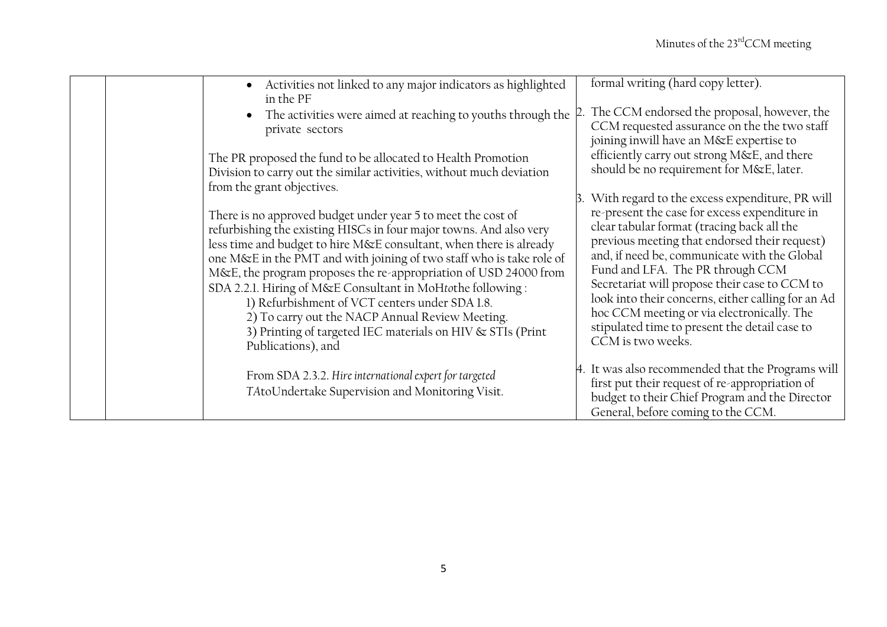|  |  |  |  |
|---|---|---|---|
|  |  | <ul><li>Activities not linked to any major indicators as highlighted in the PF</li><li>The activities were aimed at reaching to youths through the private sectors</li></ul><br>The PR proposed the fund to be allocated to Health Promotion Division to carry out the similar activities, without much deviation from the grant objectives.<br><br>There is no approved budget under year 5 to meet the cost of refurbishing the existing HISCs in four major towns. And also very less time and budget to hire M&E consultant, when there is already one M&E in the PMT and with joining of two staff who is take role of M&E, the program proposes the re-appropriation of USD 24000 from SDA 2.2.1. Hiring of M&E Consultant in MoH*to*the following :<br>1) Refurbishment of VCT centers under SDA 1.8.<br>2) To carry out the NACP Annual Review Meeting.<br>3) Printing of targeted IEC materials on HIV & STIs (Print Publications), and<br><br>From SDA 2.3.2. *Hire international expert for targeted TA*toUndertake Supervision and Monitoring Visit. | formal writing (hard copy letter).<br><br>2. The CCM endorsed the proposal, however, the CCM requested assurance on the the two staff joining inwill have an M&E expertise to efficiently carry out strong M&E, and there should be no requirement for M&E, later.<br><br>3. With regard to the excess expenditure, PR will re-present the case for excess expenditure in clear tabular format (tracing back all the previous meeting that endorsed their request) and, if need be, communicate with the Global Fund and LFA. The PR through CCM Secretariat will propose their case to CCM to look into their concerns, either calling for an Ad hoc CCM meeting or via electronically. The stipulated time to present the detail case to CCM is two weeks.<br><br>4. It was also recommended that the Programs will first put their request of re-appropriation of budget to their Chief Program and the Director General, before coming to the CCM. |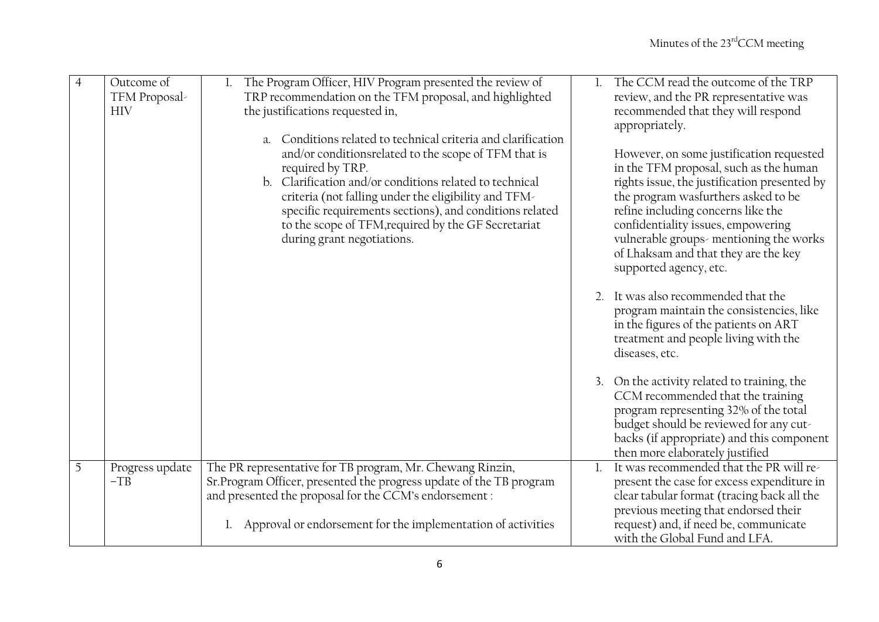| 4 | Outcome of TFM Proposal-HIV | 1. The Program Officer, HIV Program presented the review of TRP recommendation on the TFM proposal, and highlighted the justifications requested in,<br><br>a. Conditions related to technical criteria and clarification and/or conditionsrelated to the scope of TFM that is required by TRP.<br>b. Clarification and/or conditions related to technical criteria (not falling under the eligibility and TFM-specific requirements sections), and conditions related to the scope of TFM,required by the GF Secretariat during grant negotiations. | 1. The CCM read the outcome of the TRP review, and the PR representative was recommended that they will respond appropriately.<br><br>However, on some justification requested in the TFM proposal, such as the human rights issue, the justification presented by the program wasfurthers asked to be refine including concerns like the confidentiality issues, empowering vulnerable groups- mentioning the works of Lhaksam and that they are the key supported agency, etc.<br><br>2. It was also recommended that the program maintain the consistencies, like in the figures of the patients on ART treatment and people living with the diseases, etc.<br><br>3. On the activity related to training, the CCM recommended that the training program representing 32% of the total budget should be reviewed for any cut-backs (if appropriate) and this component then more elaborately justified |
|---|---|---|---|
| 5 | Progress update –TB | The PR representative for TB program, Mr. Chewang Rinzin, Sr.Program Officer, presented the progress update of the TB program and presented the proposal for the CCM's endorsement :<br><br>1. Approval or endorsement for the implementation of activities | 1. It was recommended that the PR will re-present the case for excess expenditure in clear tabular format (tracing back all the previous meeting that endorsed their request) and, if need be, communicate with the Global Fund and LFA. |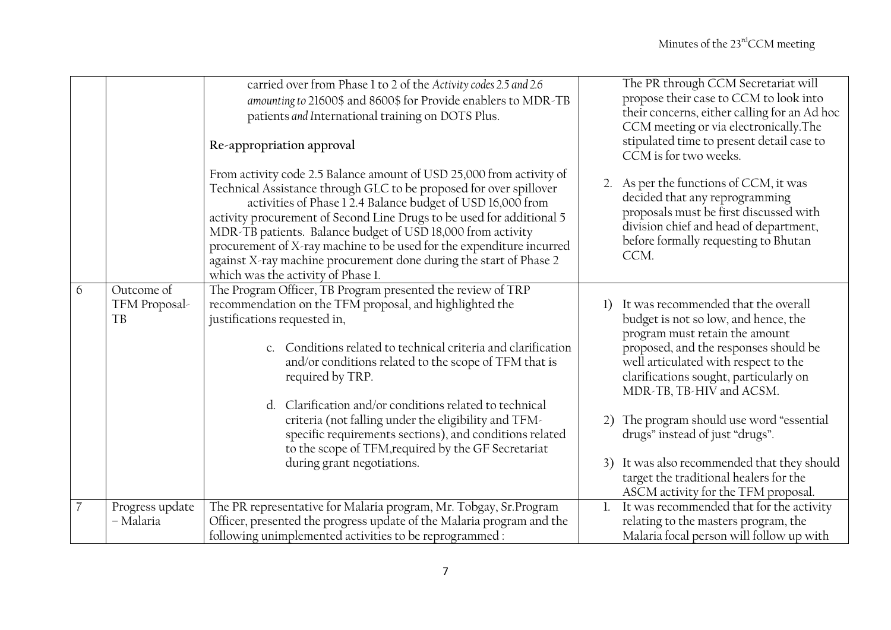| | | | |
|---|---|---|---|
| | | carried over from Phase 1 to 2 of the *Activity codes 2.5 and 2.6 amounting to* 21600$ and 8600$ for Provide enablers to MDR-TB patients *and* International training on DOTS Plus.<br><br>**Re-appropriation approval**<br><br>From activity code 2.5 Balance amount of USD 25,000 from activity of Technical Assistance through GLC to be proposed for over spillover activities of Phase 1 2.4 Balance budget of USD 16,000 from activity procurement of Second Line Drugs to be used for additional 5 MDR-TB patients. Balance budget of USD 18,000 from activity procurement of X-ray machine to be used for the expenditure incurred against X-ray machine procurement done during the start of Phase 2 which was the activity of Phase 1. | The PR through CCM Secretariat will propose their case to CCM to look into their concerns, either calling for an Ad hoc CCM meeting or via electronically.The stipulated time to present detail case to CCM is for two weeks.<br><br>2. As per the functions of CCM, it was decided that any reprogramming proposals must be first discussed with division chief and head of department, before formally requesting to Bhutan CCM. |
| 6 | Outcome of TFM Proposal-TB | The Program Officer, TB Program presented the review of TRP recommendation on the TFM proposal, and highlighted the justifications requested in,<br><br>c. Conditions related to technical criteria and clarification and/or conditions related to the scope of TFM that is required by TRP.<br><br>d. Clarification and/or conditions related to technical criteria (not falling under the eligibility and TFM-specific requirements sections), and conditions related to the scope of TFM,required by the GF Secretariat during grant negotiations. | 1) It was recommended that the overall budget is not so low, and hence, the program must retain the amount proposed, and the responses should be well articulated with respect to the clarifications sought, particularly on MDR-TB, TB-HIV and ACSM.<br><br>2) The program should use word "essential drugs" instead of just "drugs".<br><br>3) It was also recommended that they should target the traditional healers for the ASCM activity for the TFM proposal. |
| 7 | Progress update – Malaria | The PR representative for Malaria program, Mr. Tobgay, Sr.Program Officer, presented the progress update of the Malaria program and the following unimplemented activities to be reprogrammed : | 1. It was recommended that for the activity relating to the masters program, the Malaria focal person will follow up with |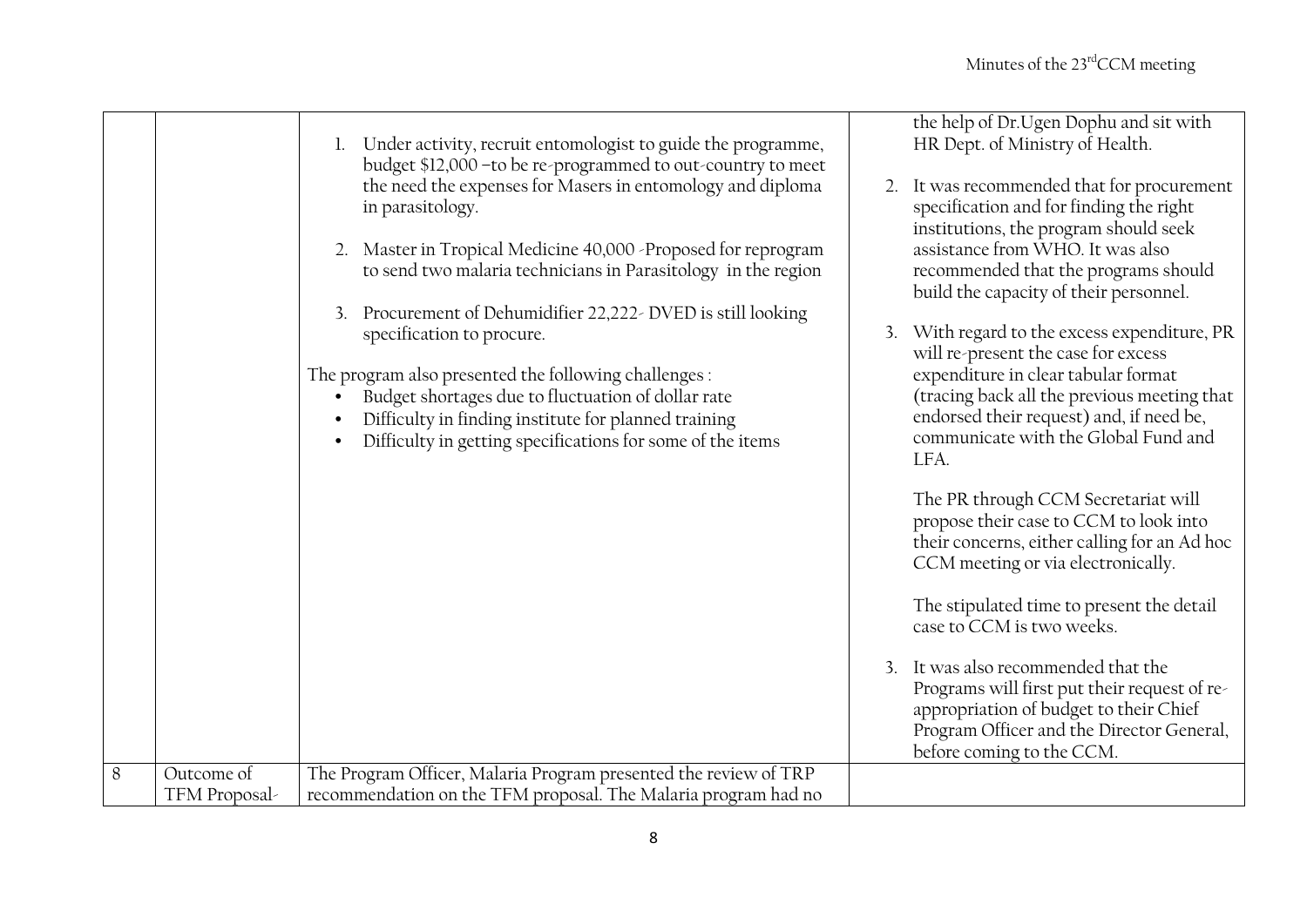| | | | |
|---|---|---|---|
| | | 1. Under activity, recruit entomologist to guide the programme, budget \$12,000 –to be re-programmed to out-country to meet the need the expenses for Masers in entomology and diploma in parasitology.<br><br>2. Master in Tropical Medicine 40,000 -Proposed for reprogram to send two malaria technicians in Parasitology in the region<br><br>3. Procurement of Dehumidifier 22,222- DVED is still looking specification to procure.<br><br>The program also presented the following challenges :<br>• Budget shortages due to fluctuation of dollar rate<br>• Difficulty in finding institute for planned training<br>• Difficulty in getting specifications for some of the items | the help of Dr.Ugen Dophu and sit with HR Dept. of Ministry of Health.<br><br>2. It was recommended that for procurement specification and for finding the right institutions, the program should seek assistance from WHO. It was also recommended that the programs should build the capacity of their personnel.<br><br>3. With regard to the excess expenditure, PR will re-present the case for excess expenditure in clear tabular format (tracing back all the previous meeting that endorsed their request) and, if need be, communicate with the Global Fund and LFA.<br><br>The PR through CCM Secretariat will propose their case to CCM to look into their concerns, either calling for an Ad hoc CCM meeting or via electronically.<br><br>The stipulated time to present the detail case to CCM is two weeks.<br><br>3. It was also recommended that the Programs will first put their request of re-appropriation of budget to their Chief Program Officer and the Director General, before coming to the CCM. |
| 8 | Outcome of TFM Proposal- | The Program Officer, Malaria Program presented the review of TRP recommendation on the TFM proposal. The Malaria program had no | |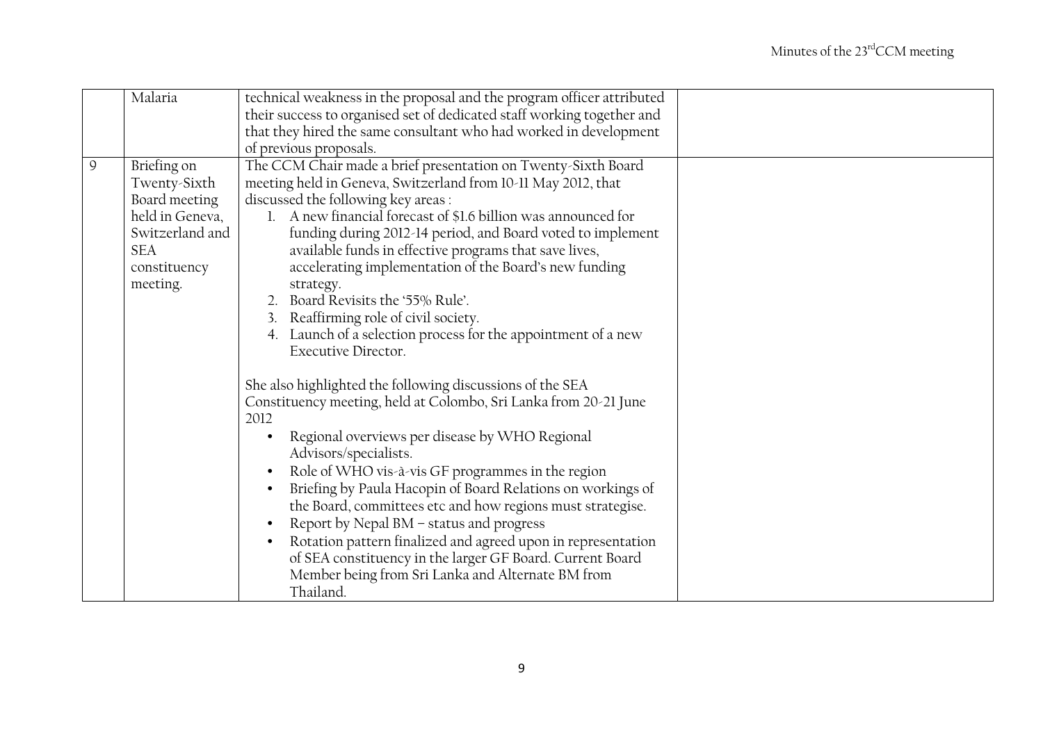|  | Malaria | technical weakness in the proposal and the program officer attributed their success to organised set of dedicated staff working together and that they hired the same consultant who had worked in development of previous proposals. |  |
|---|---|---|---|
| 9 | Briefing on Twenty-Sixth Board meeting held in Geneva, Switzerland and SEA constituency meeting. | The CCM Chair made a brief presentation on Twenty-Sixth Board meeting held in Geneva, Switzerland from 10-11 May 2012, that discussed the following key areas :<br>1. A new financial forecast of $1.6 billion was announced for funding during 2012-14 period, and Board voted to implement available funds in effective programs that save lives, accelerating implementation of the Board's new funding strategy.<br>2. Board Revisits the '55% Rule'.<br>3. Reaffirming role of civil society.<br>4. Launch of a selection process for the appointment of a new Executive Director.<br><br>She also highlighted the following discussions of the SEA Constituency meeting, held at Colombo, Sri Lanka from 20-21 June 2012<br>• Regional overviews per disease by WHO Regional Advisors/specialists.<br>• Role of WHO vis-à-vis GF programmes in the region<br>• Briefing by Paula Hacopin of Board Relations on workings of the Board, committees etc and how regions must strategise.<br>• Report by Nepal BM – status and progress<br>• Rotation pattern finalized and agreed upon in representation of SEA constituency in the larger GF Board. Current Board Member being from Sri Lanka and Alternate BM from Thailand. |  |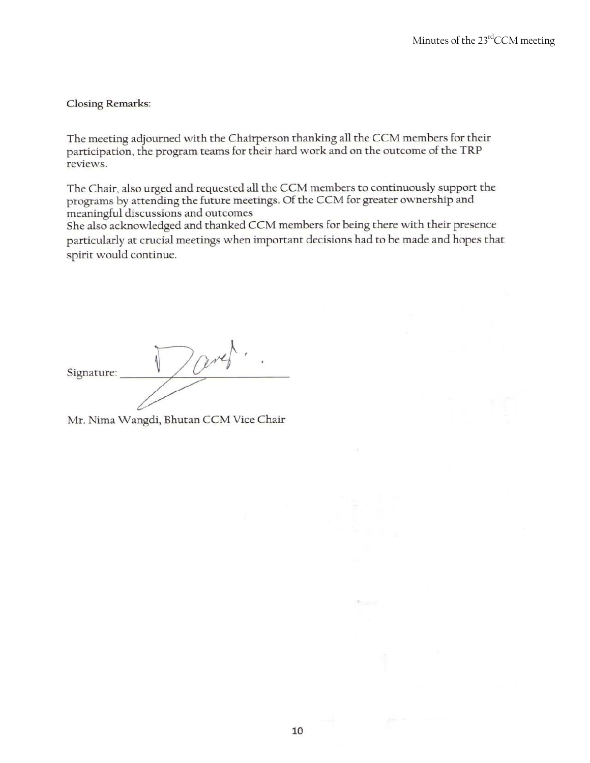**Closing Remarks:**

The meeting adjourned with the Chairperson thanking all the CCM members for their participation, the program teams for their hard work and on the outcome of the TRP reviews.

The Chair, also urged and requested all the CCM members to continuously support the programs by attending the future meetings. Of the CCM for greater ownership and meaningful discussions and outcomes
She also acknowledged and thanked CCM members for being there with their presence particularly at crucial meetings when important decisions had to be made and hopes that spirit would continue.

Signature: ______________________

Mr. Nima Wangdi, Bhutan CCM Vice Chair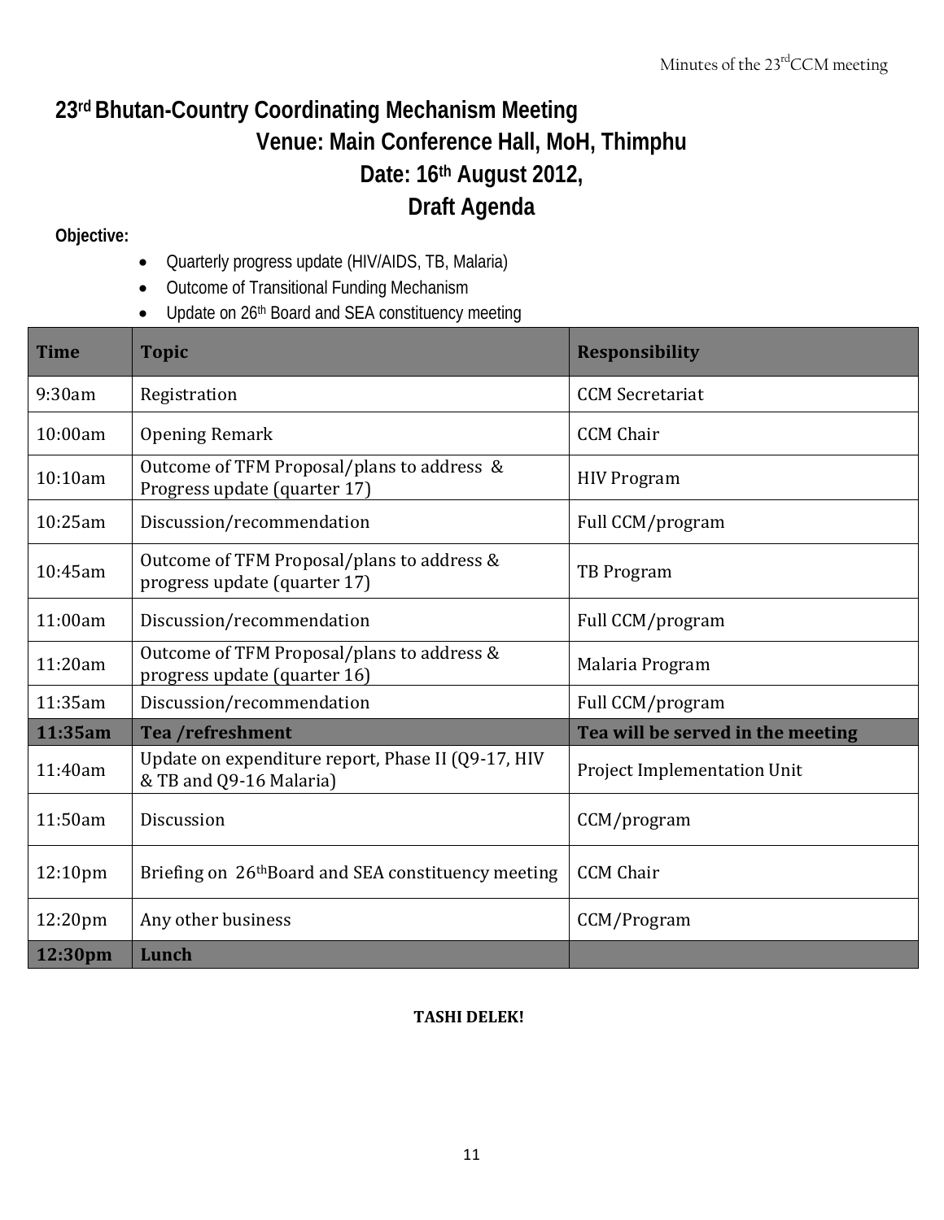# 23rd Bhutan-Country Coordinating Mechanism Meeting

## Venue: Main Conference Hall, MoH, Thimphu

## Date: 16th August 2012,

## Draft Agenda

**Objective:**

- Quarterly progress update (HIV/AIDS, TB, Malaria)
- Outcome of Transitional Funding Mechanism
- Update on 26th Board and SEA constituency meeting

| Time | Topic | Responsibility |
|---|---|---|
| 9:30am | Registration | CCM Secretariat |
| 10:00am | Opening Remark | CCM Chair |
| 10:10am | Outcome of TFM Proposal/plans to address & Progress update (quarter 17) | HIV Program |
| 10:25am | Discussion/recommendation | Full CCM/program |
| 10:45am | Outcome of TFM Proposal/plans to address & progress update (quarter 17) | TB Program |
| 11:00am | Discussion/recommendation | Full CCM/program |
| 11:20am | Outcome of TFM Proposal/plans to address & progress update (quarter 16) | Malaria Program |
| 11:35am | Discussion/recommendation | Full CCM/program |
| **11:35am** | **Tea /refreshment** | **Tea will be served in the meeting** |
| 11:40am | Update on expenditure report, Phase II (Q9-17, HIV & TB and Q9-16 Malaria) | Project Implementation Unit |
| 11:50am | Discussion | CCM/program |
| 12:10pm | Briefing on 26thBoard and SEA constituency meeting | CCM Chair |
| 12:20pm | Any other business | CCM/Program |
| **12:30pm** | **Lunch** | |

**TASHI DELEK!**